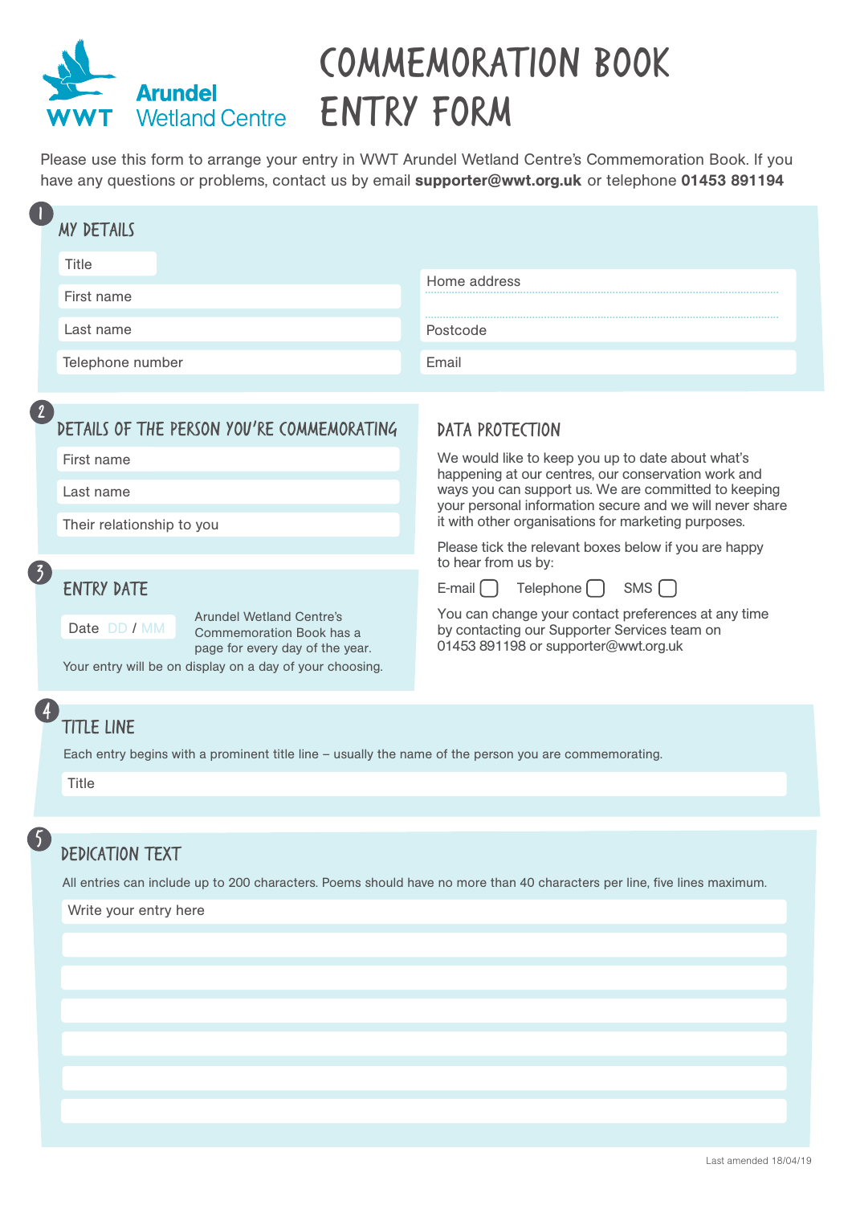WWT Arundel Wetland Centre

# COMMEMORATION BOOK ENTRY FORM

Please use this form to arrange your entry in WWT Arundel Wetland Centre's Commemoration Book. If you have any questions or problems, contact us by email **supporter@wwt.org.uk** or telephone **01453 891194**

## 1 MY DETAILS

Title

First name

Last name

Telephone number

Home address

Postcode

Email

## 2 DETAILS OF THE PERSON YOU'RE COMMEMORATING

First name

Last name

Their relationship to you

## 3 ENTRY DATE

Date DD / MM

Arundel Wetland Centre's Commemoration Book has a page for every day of the year.

Your entry will be on display on a day of your choosing.

## DATA PROTECTION

We would like to keep you up to date about what's happening at our centres, our conservation work and ways you can support us. We are committed to keeping your personal information secure and we will never share it with other organisations for marketing purposes.

Please tick the relevant boxes below if you are happy to hear from us by:

E-mail ☐ Telephone ☐ SMS ☐

You can change your contact preferences at any time by contacting our Supporter Services team on 01453 891198 or supporter@wwt.org.uk

## 4 TITLE LINE

Each entry begins with a prominent title line – usually the name of the person you are commemorating.

Title

## 5 DEDICATION TEXT

All entries can include up to 200 characters. Poems should have no more than 40 characters per line, five lines maximum.

Write your entry here

Last amended 18/04/19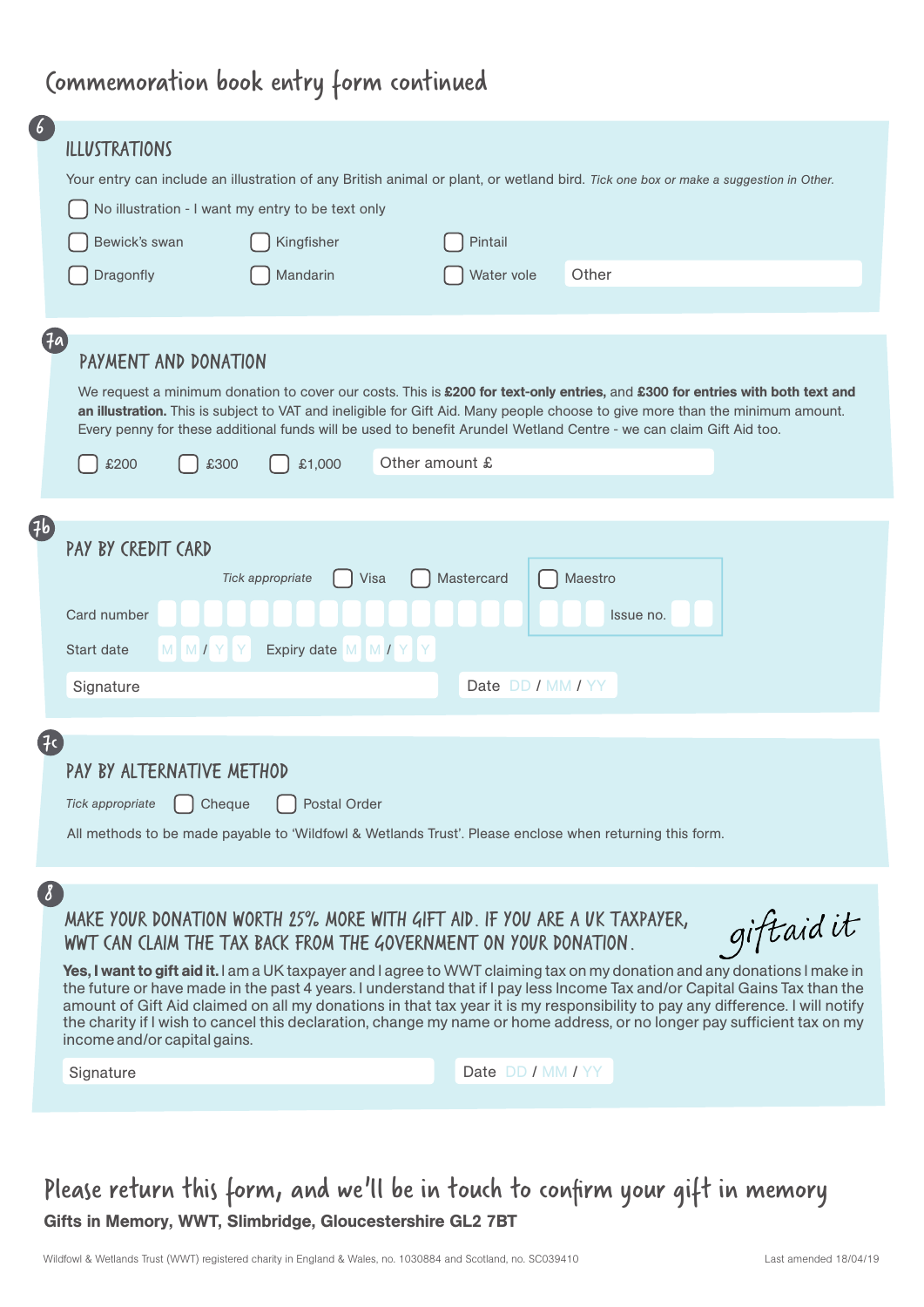# Commemoration book entry form continued

## 6 ILLUSTRATIONS

Your entry can include an illustration of any British animal or plant, or wetland bird. *Tick one box or make a suggestion in Other.*

- ☐ No illustration - I want my entry to be text only
- ☐ Bewick's swan ☐ Kingfisher ☐ Pintail
- ☐ Dragonfly ☐ Mandarin ☐ Water vole Other

## 7a PAYMENT AND DONATION

We request a minimum donation to cover our costs. This is **£200 for text-only entries,** and **£300 for entries with both text and an illustration.** This is subject to VAT and ineligible for Gift Aid. Many people choose to give more than the minimum amount. Every penny for these additional funds will be used to benefit Arundel Wetland Centre - we can claim Gift Aid too.

☐ £200 ☐ £300 ☐ £1,000 Other amount £

## 7b PAY BY CREDIT CARD

*Tick appropriate* ☐ Visa ☐ Mastercard ☐ Maestro

Card number Issue no.

Start date M M / Y Y Expiry date M M / Y Y

Signature Date DD / MM / YY

## 7c PAY BY ALTERNATIVE METHOD

*Tick appropriate* ☐ Cheque ☐ Postal Order

All methods to be made payable to 'Wildfowl & Wetlands Trust'. Please enclose when returning this form.

## 8 MAKE YOUR DONATION WORTH 25% MORE WITH GIFT AID. IF YOU ARE A UK TAXPAYER, WWT CAN CLAIM THE TAX BACK FROM THE GOVERNMENT ON YOUR DONATION.

giftaid it

**Yes, I want to gift aid it.** I am a UK taxpayer and I agree to WWT claiming tax on my donation and any donations I make in the future or have made in the past 4 years. I understand that if I pay less Income Tax and/or Capital Gains Tax than the amount of Gift Aid claimed on all my donations in that tax year it is my responsibility to pay any difference. I will notify the charity if I wish to cancel this declaration, change my name or home address, or no longer pay sufficient tax on my income and/or capital gains.

Signature Date DD / MM / YY

## Please return this form, and we'll be in touch to confirm your gift in memory

**Gifts in Memory, WWT, Slimbridge, Gloucestershire GL2 7BT**

Wildfowl & Wetlands Trust (WWT) registered charity in England & Wales, no. 1030884 and Scotland, no. SC039410

Last amended 18/04/19